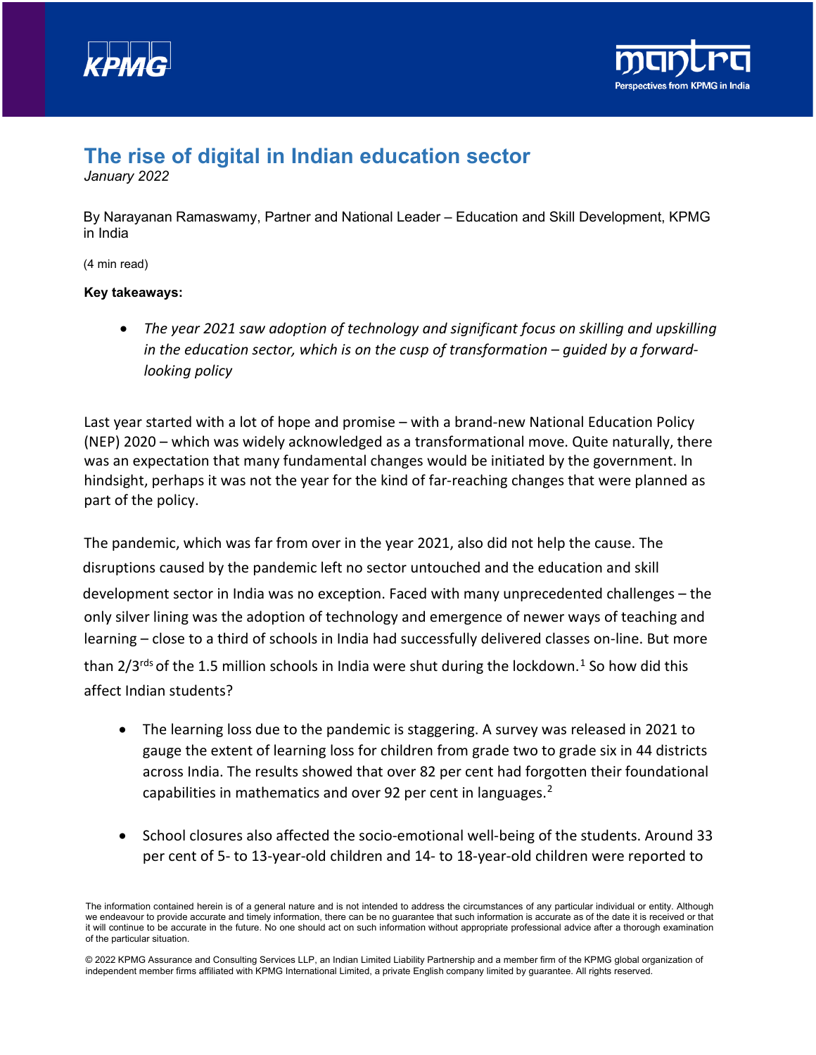# The rise of digital in Indian education sector

*January 2022*

By Narayanan Ramaswamy, Partner and National Leader – Education and Skill Development, KPMG in India

(4 min read)

**Key takeaways:**

- *The year 2021 saw adoption of technology and significant focus on skilling and upskilling in the education sector, which is on the cusp of transformation – guided by a forward-looking policy*

Last year started with a lot of hope and promise – with a brand-new National Education Policy (NEP) 2020 – which was widely acknowledged as a transformational move. Quite naturally, there was an expectation that many fundamental changes would be initiated by the government. In hindsight, perhaps it was not the year for the kind of far-reaching changes that were planned as part of the policy.

The pandemic, which was far from over in the year 2021, also did not help the cause. The disruptions caused by the pandemic left no sector untouched and the education and skill development sector in India was no exception. Faced with many unprecedented challenges – the only silver lining was the adoption of technology and emergence of newer ways of teaching and learning – close to a third of schools in India had successfully delivered classes on-line. But more than 2/3rds of the 1.5 million schools in India were shut during the lockdown.[1] So how did this affect Indian students?

- The learning loss due to the pandemic is staggering. A survey was released in 2021 to gauge the extent of learning loss for children from grade two to grade six in 44 districts across India. The results showed that over 82 per cent had forgotten their foundational capabilities in mathematics and over 92 per cent in languages.[2]

- School closures also affected the socio-emotional well-being of the students. Around 33 per cent of 5- to 13-year-old children and 14- to 18-year-old children were reported to

The information contained herein is of a general nature and is not intended to address the circumstances of any particular individual or entity. Although we endeavour to provide accurate and timely information, there can be no guarantee that such information is accurate as of the date it is received or that it will continue to be accurate in the future. No one should act on such information without appropriate professional advice after a thorough examination of the particular situation.

© 2022 KPMG Assurance and Consulting Services LLP, an Indian Limited Liability Partnership and a member firm of the KPMG global organization of independent member firms affiliated with KPMG International Limited, a private English company limited by guarantee. All rights reserved.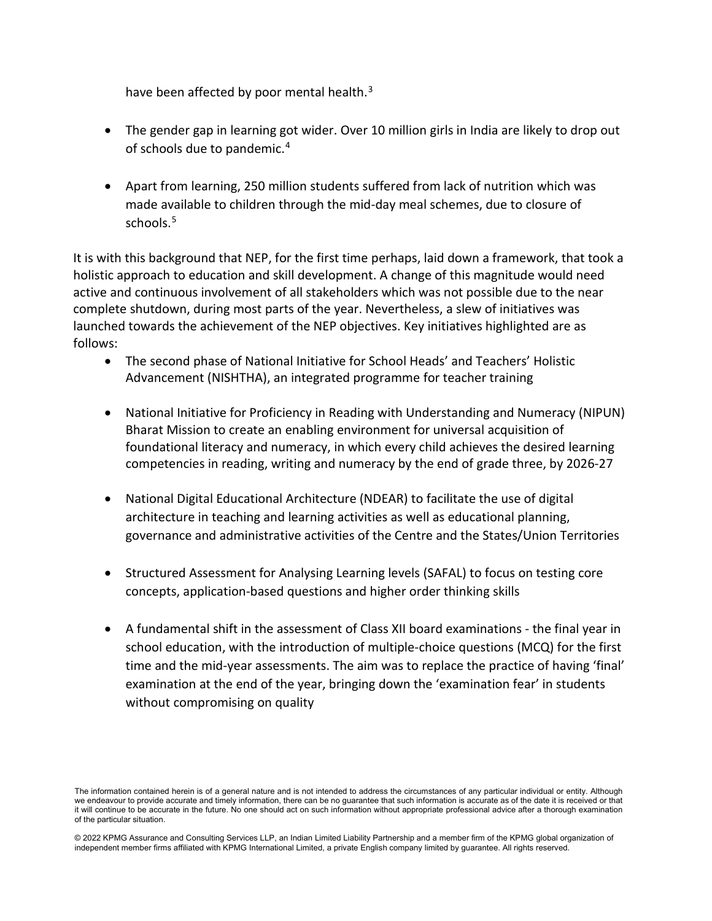have been affected by poor mental health.[3]

- The gender gap in learning got wider. Over 10 million girls in India are likely to drop out of schools due to pandemic.[4]

- Apart from learning, 250 million students suffered from lack of nutrition which was made available to children through the mid-day meal schemes, due to closure of schools.[5]

It is with this background that NEP, for the first time perhaps, laid down a framework, that took a holistic approach to education and skill development. A change of this magnitude would need active and continuous involvement of all stakeholders which was not possible due to the near complete shutdown, during most parts of the year. Nevertheless, a slew of initiatives was launched towards the achievement of the NEP objectives. Key initiatives highlighted are as follows:

- The second phase of National Initiative for School Heads' and Teachers' Holistic Advancement (NISHTHA), an integrated programme for teacher training

- National Initiative for Proficiency in Reading with Understanding and Numeracy (NIPUN) Bharat Mission to create an enabling environment for universal acquisition of foundational literacy and numeracy, in which every child achieves the desired learning competencies in reading, writing and numeracy by the end of grade three, by 2026-27

- National Digital Educational Architecture (NDEAR) to facilitate the use of digital architecture in teaching and learning activities as well as educational planning, governance and administrative activities of the Centre and the States/Union Territories

- Structured Assessment for Analysing Learning levels (SAFAL) to focus on testing core concepts, application-based questions and higher order thinking skills

- A fundamental shift in the assessment of Class XII board examinations - the final year in school education, with the introduction of multiple-choice questions (MCQ) for the first time and the mid-year assessments. The aim was to replace the practice of having 'final' examination at the end of the year, bringing down the 'examination fear' in students without compromising on quality

The information contained herein is of a general nature and is not intended to address the circumstances of any particular individual or entity. Although we endeavour to provide accurate and timely information, there can be no guarantee that such information is accurate as of the date it is received or that it will continue to be accurate in the future. No one should act on such information without appropriate professional advice after a thorough examination of the particular situation.

© 2022 KPMG Assurance and Consulting Services LLP, an Indian Limited Liability Partnership and a member firm of the KPMG global organization of independent member firms affiliated with KPMG International Limited, a private English company limited by guarantee. All rights reserved.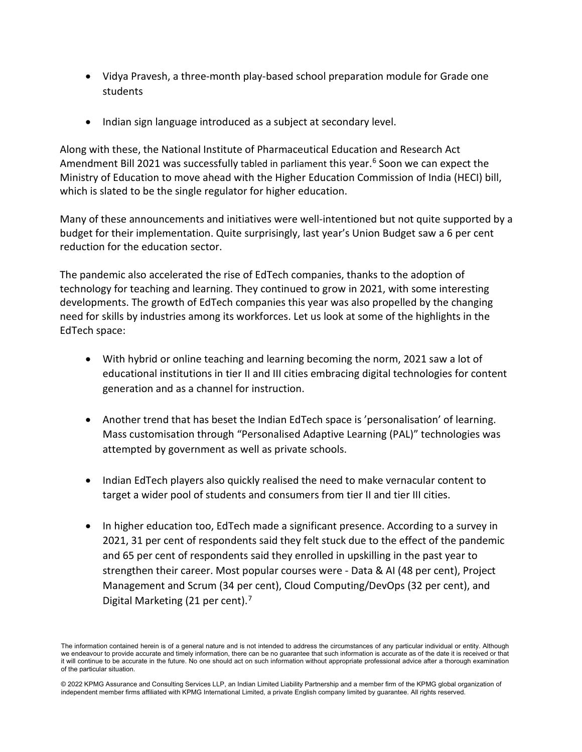- Vidya Pravesh, a three-month play-based school preparation module for Grade one students
- Indian sign language introduced as a subject at secondary level.

Along with these, the National Institute of Pharmaceutical Education and Research Act Amendment Bill 2021 was successfully tabled in parliament this year.[6] Soon we can expect the Ministry of Education to move ahead with the Higher Education Commission of India (HECI) bill, which is slated to be the single regulator for higher education.

Many of these announcements and initiatives were well-intentioned but not quite supported by a budget for their implementation. Quite surprisingly, last year's Union Budget saw a 6 per cent reduction for the education sector.

The pandemic also accelerated the rise of EdTech companies, thanks to the adoption of technology for teaching and learning. They continued to grow in 2021, with some interesting developments. The growth of EdTech companies this year was also propelled by the changing need for skills by industries among its workforces. Let us look at some of the highlights in the EdTech space:

- With hybrid or online teaching and learning becoming the norm, 2021 saw a lot of educational institutions in tier II and III cities embracing digital technologies for content generation and as a channel for instruction.
- Another trend that has beset the Indian EdTech space is 'personalisation' of learning. Mass customisation through "Personalised Adaptive Learning (PAL)" technologies was attempted by government as well as private schools.
- Indian EdTech players also quickly realised the need to make vernacular content to target a wider pool of students and consumers from tier II and tier III cities.
- In higher education too, EdTech made a significant presence. According to a survey in 2021, 31 per cent of respondents said they felt stuck due to the effect of the pandemic and 65 per cent of respondents said they enrolled in upskilling in the past year to strengthen their career. Most popular courses were - Data & AI (48 per cent), Project Management and Scrum (34 per cent), Cloud Computing/DevOps (32 per cent), and Digital Marketing (21 per cent).[7]

The information contained herein is of a general nature and is not intended to address the circumstances of any particular individual or entity. Although we endeavour to provide accurate and timely information, there can be no guarantee that such information is accurate as of the date it is received or that it will continue to be accurate in the future. No one should act on such information without appropriate professional advice after a thorough examination of the particular situation.

© 2022 KPMG Assurance and Consulting Services LLP, an Indian Limited Liability Partnership and a member firm of the KPMG global organization of independent member firms affiliated with KPMG International Limited, a private English company limited by guarantee. All rights reserved.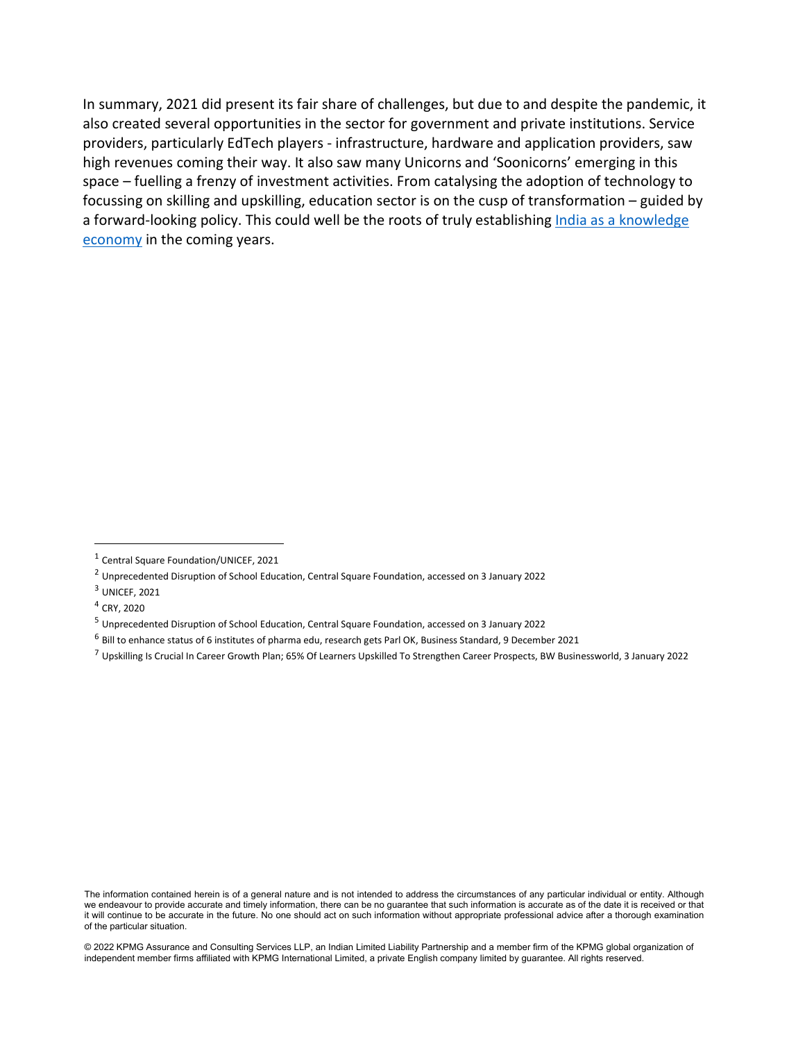In summary, 2021 did present its fair share of challenges, but due to and despite the pandemic, it also created several opportunities in the sector for government and private institutions. Service providers, particularly EdTech players - infrastructure, hardware and application providers, saw high revenues coming their way. It also saw many Unicorns and 'Soonicorns' emerging in this space – fuelling a frenzy of investment activities. From catalysing the adoption of technology to focussing on skilling and upskilling, education sector is on the cusp of transformation – guided by a forward-looking policy. This could well be the roots of truly establishing India as a knowledge economy in the coming years.

---

[1] Central Square Foundation/UNICEF, 2021

[2] Unprecedented Disruption of School Education, Central Square Foundation, accessed on 3 January 2022

[3] UNICEF, 2021

[4] CRY, 2020

[5] Unprecedented Disruption of School Education, Central Square Foundation, accessed on 3 January 2022

[6] Bill to enhance status of 6 institutes of pharma edu, research gets Parl OK, Business Standard, 9 December 2021

[7] Upskilling Is Crucial In Career Growth Plan; 65% Of Learners Upskilled To Strengthen Career Prospects, BW Businessworld, 3 January 2022

The information contained herein is of a general nature and is not intended to address the circumstances of any particular individual or entity. Although we endeavour to provide accurate and timely information, there can be no guarantee that such information is accurate as of the date it is received or that it will continue to be accurate in the future. No one should act on such information without appropriate professional advice after a thorough examination of the particular situation.

© 2022 KPMG Assurance and Consulting Services LLP, an Indian Limited Liability Partnership and a member firm of the KPMG global organization of independent member firms affiliated with KPMG International Limited, a private English company limited by guarantee. All rights reserved.